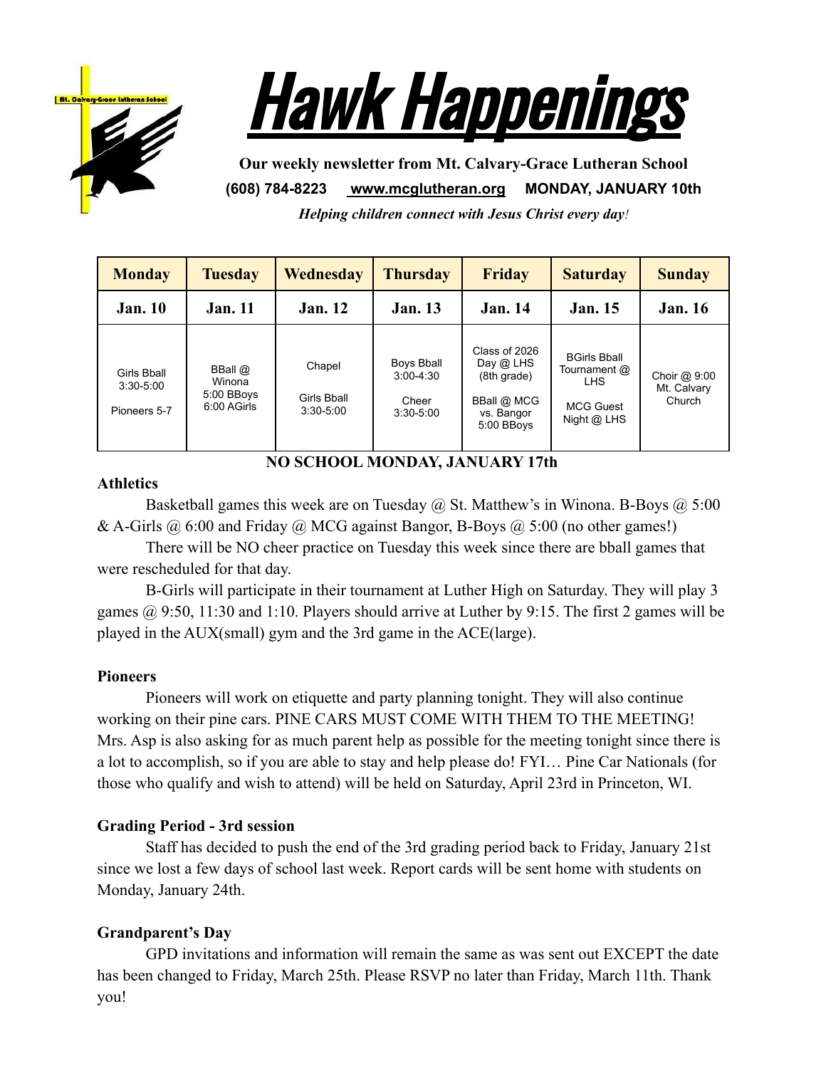# Hawk Happenings

**Our weekly newsletter from Mt. Calvary-Grace Lutheran School**

**(608) 784-8223 [www.mcglutheran.org](http://www.mcglutheran.org) MONDAY, JANUARY 10th**

***Helping children connect with Jesus Christ every day!***

| Monday | Tuesday | Wednesday | Thursday | Friday | Saturday | Sunday |
|---|---|---|---|---|---|---|
| **Jan. 10** | **Jan. 11** | **Jan. 12** | **Jan. 13** | **Jan. 14** | **Jan. 15** | **Jan. 16** |
| Girls Bball 3:30-5:00<br><br>Pioneers 5-7 | BBall @ Winona 5:00 BBoys 6:00 AGirls | Chapel<br><br>Girls Bball 3:30-5:00 | Boys Bball 3:00-4:30<br><br>Cheer 3:30-5:00 | Class of 2026 Day @ LHS (8th grade)<br><br>BBall @ MCG vs. Bangor 5:00 BBoys | BGirls Bball Tournament @ LHS<br><br>MCG Guest Night @ LHS | Choir @ 9:00 Mt. Calvary Church |

**NO SCHOOL MONDAY, JANUARY 17th**

**Athletics**

Basketball games this week are on Tuesday @ St. Matthew's in Winona. B-Boys @ 5:00 & A-Girls @ 6:00 and Friday @ MCG against Bangor, B-Boys @ 5:00 (no other games!)

There will be NO cheer practice on Tuesday this week since there are bball games that were rescheduled for that day.

B-Girls will participate in their tournament at Luther High on Saturday. They will play 3 games @ 9:50, 11:30 and 1:10. Players should arrive at Luther by 9:15. The first 2 games will be played in the AUX(small) gym and the 3rd game in the ACE(large).

**Pioneers**

Pioneers will work on etiquette and party planning tonight. They will also continue working on their pine cars. PINE CARS MUST COME WITH THEM TO THE MEETING! Mrs. Asp is also asking for as much parent help as possible for the meeting tonight since there is a lot to accomplish, so if you are able to stay and help please do! FYI… Pine Car Nationals (for those who qualify and wish to attend) will be held on Saturday, April 23rd in Princeton, WI.

**Grading Period - 3rd session**

Staff has decided to push the end of the 3rd grading period back to Friday, January 21st since we lost a few days of school last week. Report cards will be sent home with students on Monday, January 24th.

**Grandparent's Day**

GPD invitations and information will remain the same as was sent out EXCEPT the date has been changed to Friday, March 25th. Please RSVP no later than Friday, March 11th. Thank you!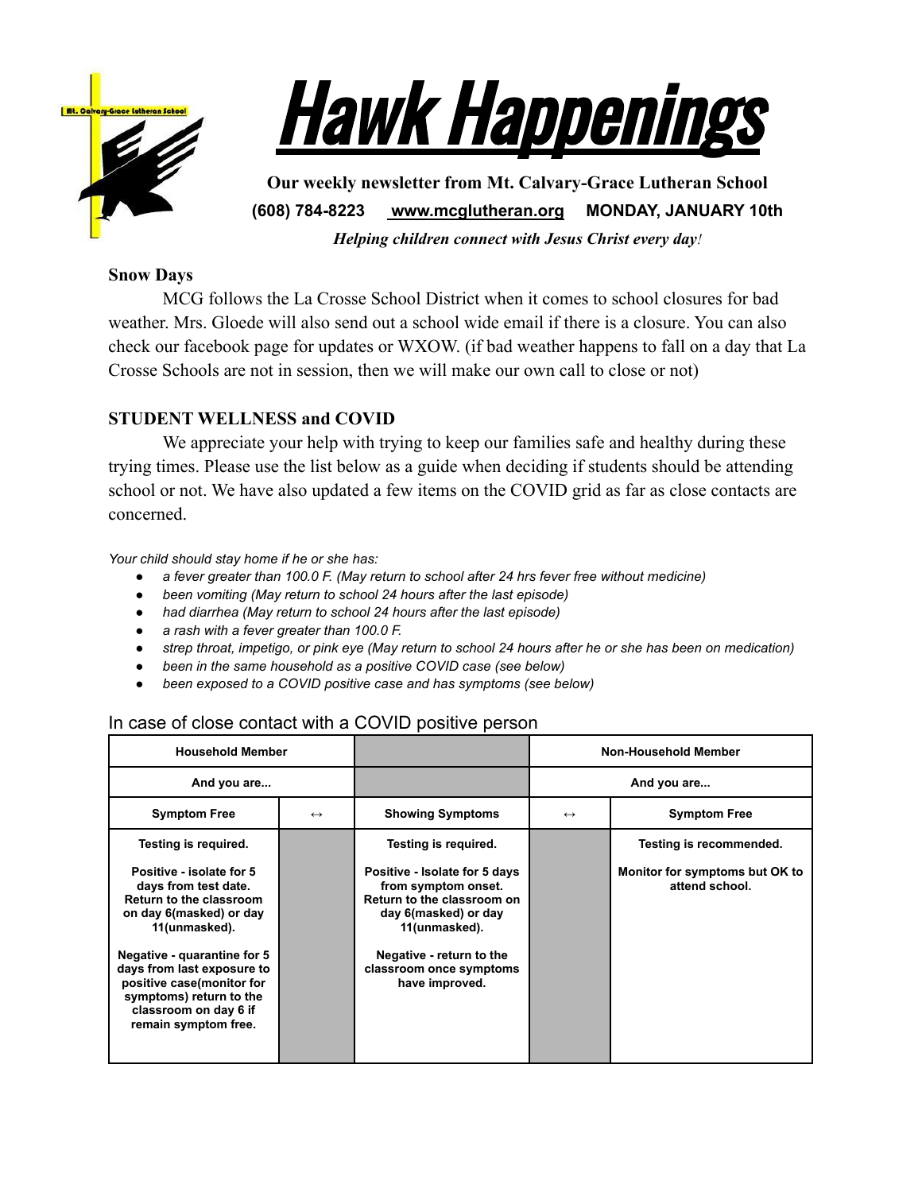# Hawk Happenings

**Our weekly newsletter from Mt. Calvary-Grace Lutheran School**

**(608) 784-8223 [www.mcglutheran.org](http://www.mcglutheran.org) MONDAY, JANUARY 10th**

***Helping children connect with Jesus Christ every day!***

**Snow Days**

MCG follows the La Crosse School District when it comes to school closures for bad weather. Mrs. Gloede will also send out a school wide email if there is a closure. You can also check our facebook page for updates or WXOW. (if bad weather happens to fall on a day that La Crosse Schools are not in session, then we will make our own call to close or not)

**STUDENT WELLNESS and COVID**

We appreciate your help with trying to keep our families safe and healthy during these trying times. Please use the list below as a guide when deciding if students should be attending school or not. We have also updated a few items on the COVID grid as far as close contacts are concerned.

*Your child should stay home if he or she has:*

- *a fever greater than 100.0 F. (May return to school after 24 hrs fever free without medicine)*
- *been vomiting (May return to school 24 hours after the last episode)*
- *had diarrhea (May return to school 24 hours after the last episode)*
- *a rash with a fever greater than 100.0 F.*
- *strep throat, impetigo, or pink eye (May return to school 24 hours after he or she has been on medication)*
- *been in the same household as a positive COVID case (see below)*
- *been exposed to a COVID positive case and has symptoms (see below)*

In case of close contact with a COVID positive person

| Household Member | | | | Non-Household Member |
|---|---|---|---|---|
| And you are... | | | | And you are... |
| Symptom Free | ↔ | Showing Symptoms | ↔ | Symptom Free |
| Testing is required.<br><br>Positive - isolate for 5 days from test date. Return to the classroom on day 6(masked) or day 11(unmasked).<br><br>Negative - quarantine for 5 days from last exposure to positive case(monitor for symptoms) return to the classroom on day 6 if remain symptom free. | | Testing is required.<br><br>Positive - Isolate for 5 days from symptom onset. Return to the classroom on day 6(masked) or day 11(unmasked).<br><br>Negative - return to the classroom once symptoms have improved. | | Testing is recommended.<br><br>Monitor for symptoms but OK to attend school. |